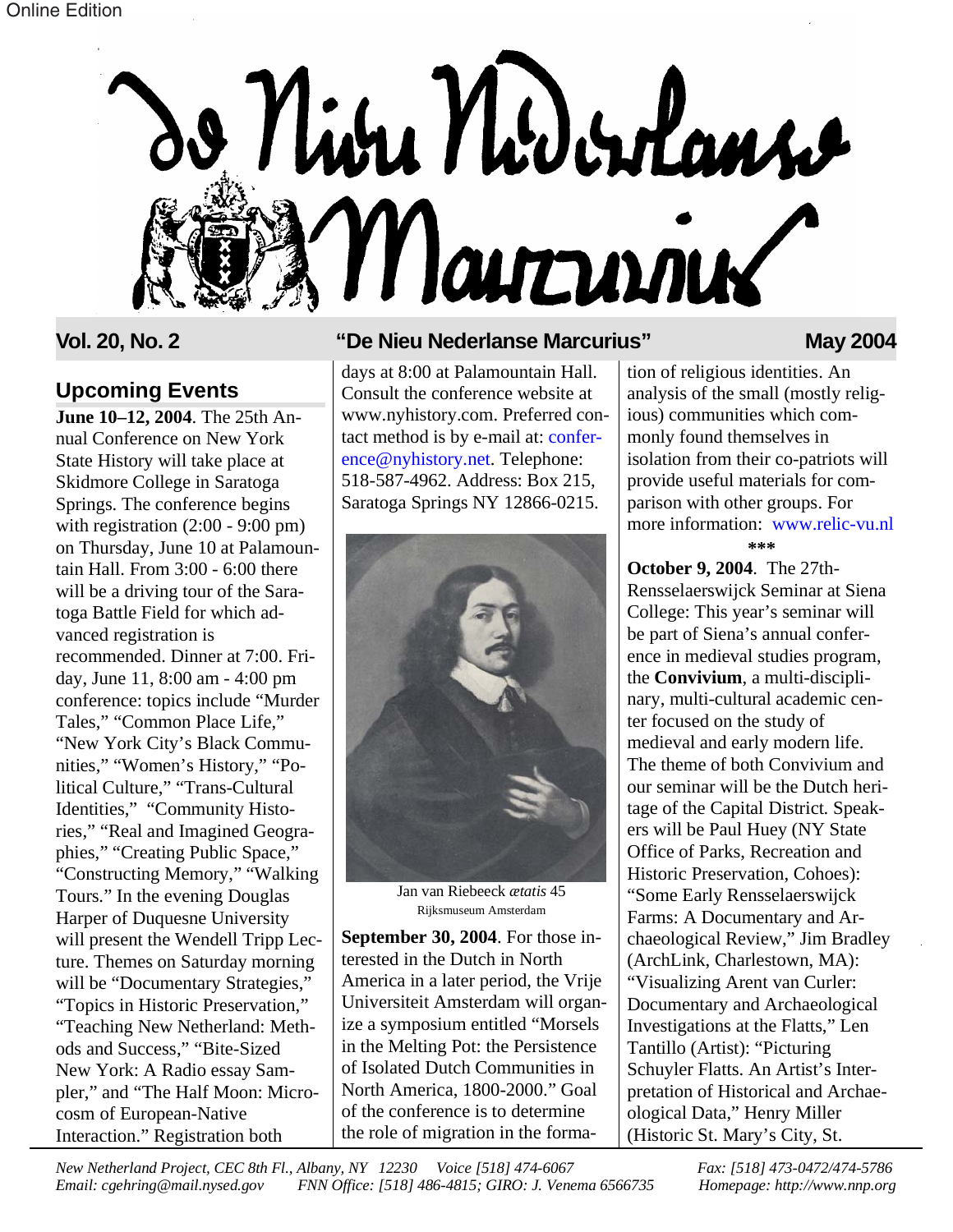# De Nieu Nederlanse Marcurius

**Vol. 20, No. 2** — **"De Nieu Nederlanse Marcurius"** — **May 2004**

## Upcoming Events

**June 10–12, 2004**. The 25th Annual Conference on New York State History will take place at Skidmore College in Saratoga Springs. The conference begins with registration (2:00 - 9:00 pm) on Thursday, June 10 at Palamountain Hall. From 3:00 - 6:00 there will be a driving tour of the Saratoga Battle Field for which advanced registration is recommended. Dinner at 7:00. Friday, June 11, 8:00 am - 4:00 pm conference: topics include "Murder Tales," "Common Place Life," "New York City's Black Communities," "Women's History," "Political Culture," "Trans-Cultural Identities," "Community Histories," "Real and Imagined Geographies," "Creating Public Space," "Constructing Memory," "Walking Tours." In the evening Douglas Harper of Duquesne University will present the Wendell Tripp Lecture. Themes on Saturday morning will be "Documentary Strategies," "Topics in Historic Preservation," "Teaching New Netherland: Methods and Success," "Bite-Sized New York: A Radio essay Sampler," and "The Half Moon: Microcosm of European-Native Interaction." Registration both days at 8:00 at Palamountain Hall. Consult the conference website at www.nyhistory.com. Preferred contact method is by e-mail at: conference@nyhistory.net. Telephone: 518-587-4962. Address: Box 215, Saratoga Springs NY 12866-0215.

Jan van Riebeeck *ætatis* 45
Rijksmuseum Amsterdam

**September 30, 2004**. For those interested in the Dutch in North America in a later period, the Vrije Universiteit Amsterdam will organize a symposium entitled "Morsels in the Melting Pot: the Persistence of Isolated Dutch Communities in North America, 1800-2000." Goal of the conference is to determine the role of migration in the formation of religious identities. An analysis of the small (mostly religious) communities which commonly found themselves in isolation from their co-patriots will provide useful materials for comparison with other groups. For more information: www.relic-vu.nl

\*\*\*

**October 9, 2004**. The 27th-Rensselaerswijck Seminar at Siena College: This year's seminar will be part of Siena's annual conference in medieval studies program, the **Convivium**, a multi-disciplinary, multi-cultural academic center focused on the study of medieval and early modern life. The theme of both Convivium and our seminar will be the Dutch heritage of the Capital District. Speakers will be Paul Huey (NY State Office of Parks, Recreation and Historic Preservation, Cohoes): "Some Early Rensselaerswijck Farms: A Documentary and Archaeological Review," Jim Bradley (ArchLink, Charlestown, MA): "Visualizing Arent van Curler: Documentary and Archaeological Investigations at the Flatts," Len Tantillo (Artist): "Picturing Schuyler Flatts. An Artist's Interpretation of Historical and Archaeological Data," Henry Miller (Historic St. Mary's City, St.

*New Netherland Project, CEC 8th Fl., Albany, NY 12230 Voice [518] 474-6067 Fax: [518] 473-0472/474-5786*
*Email: cgehring@mail.nysed.gov FNN Office: [518] 486-4815; GIRO: J. Venema 6566735 Homepage: http://www.nnp.org*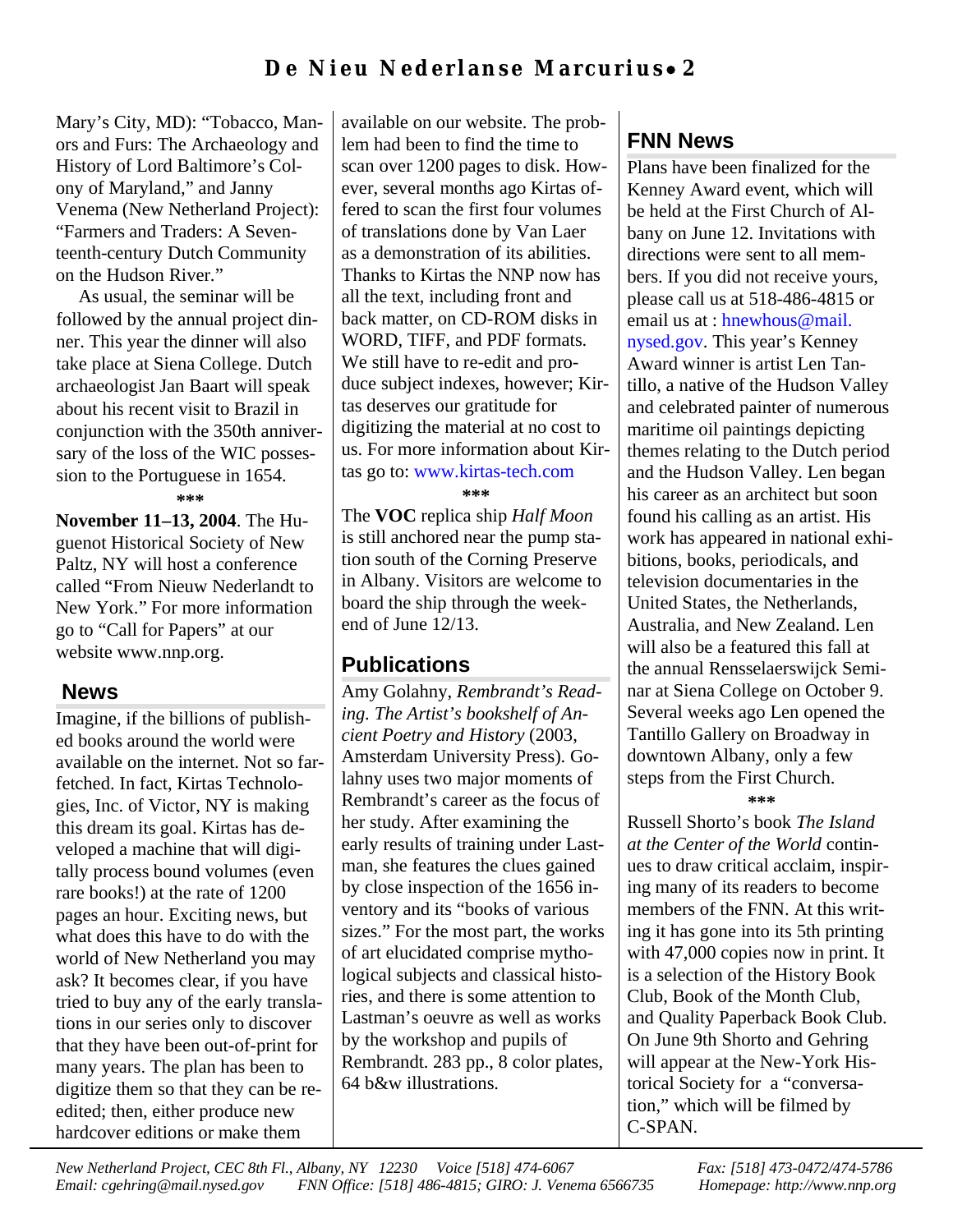Mary's City, MD): "Tobacco, Manors and Furs: The Archaeology and History of Lord Baltimore's Colony of Maryland," and Janny Venema (New Netherland Project): "Farmers and Traders: A Seventeenth-century Dutch Community on the Hudson River."

As usual, the seminar will be followed by the annual project dinner. This year the dinner will also take place at Siena College. Dutch archaeologist Jan Baart will speak about his recent visit to Brazil in conjunction with the 350th anniversary of the loss of the WIC possession to the Portuguese in 1654.

***

**November 11–13, 2004**. The Huguenot Historical Society of New Paltz, NY will host a conference called "From Nieuw Nederlandt to New York." For more information go to "Call for Papers" at our website www.nnp.org.

## News

Imagine, if the billions of published books around the world were available on the internet. Not so far-fetched. In fact, Kirtas Technologies, Inc. of Victor, NY is making this dream its goal. Kirtas has developed a machine that will digitally process bound volumes (even rare books!) at the rate of 1200 pages an hour. Exciting news, but what does this have to do with the world of New Netherland you may ask? It becomes clear, if you have tried to buy any of the early translations in our series only to discover that they have been out-of-print for many years. The plan has been to digitize them so that they can be re-edited; then, either produce new hardcover editions or make them available on our website. The problem had been to find the time to scan over 1200 pages to disk. However, several months ago Kirtas offered to scan the first four volumes of translations done by Van Laer as a demonstration of its abilities. Thanks to Kirtas the NNP now has all the text, including front and back matter, on CD-ROM disks in WORD, TIFF, and PDF formats. We still have to re-edit and produce subject indexes, however; Kirtas deserves our gratitude for digitizing the material at no cost to us. For more information about Kirtas go to: www.kirtas-tech.com

***

The **VOC** replica ship *Half Moon* is still anchored near the pump station south of the Corning Preserve in Albany. Visitors are welcome to board the ship through the weekend of June 12/13.

## Publications

Amy Golahny, *Rembrandt's Reading. The Artist's bookshelf of Ancient Poetry and History* (2003, Amsterdam University Press). Golahny uses two major moments of Rembrandt's career as the focus of her study. After examining the early results of training under Lastman, she features the clues gained by close inspection of the 1656 inventory and its "books of various sizes." For the most part, the works of art elucidated comprise mythological subjects and classical histories, and there is some attention to Lastman's oeuvre as well as works by the workshop and pupils of Rembrandt. 283 pp., 8 color plates, 64 b&w illustrations.

## FNN News

Plans have been finalized for the Kenney Award event, which will be held at the First Church of Albany on June 12. Invitations with directions were sent to all members. If you did not receive yours, please call us at 518-486-4815 or email us at : hnewhous@mail.nysed.gov. This year's Kenney Award winner is artist Len Tantillo, a native of the Hudson Valley and celebrated painter of numerous maritime oil paintings depicting themes relating to the Dutch period and the Hudson Valley. Len began his career as an architect but soon found his calling as an artist. His work has appeared in national exhibitions, books, periodicals, and television documentaries in the United States, the Netherlands, Australia, and New Zealand. Len will also be a featured this fall at the annual Rensselaerswijck Seminar at Siena College on October 9. Several weeks ago Len opened the Tantillo Gallery on Broadway in downtown Albany, only a few steps from the First Church.

***

Russell Shorto's book *The Island at the Center of the World* continues to draw critical acclaim, inspiring many of its readers to become members of the FNN. At this writing it has gone into its 5th printing with 47,000 copies now in print. It is a selection of the History Book Club, Book of the Month Club, and Quality Paperback Book Club. On June 9th Shorto and Gehring will appear at the New-York Historical Society for a "conversation," which will be filmed by C-SPAN.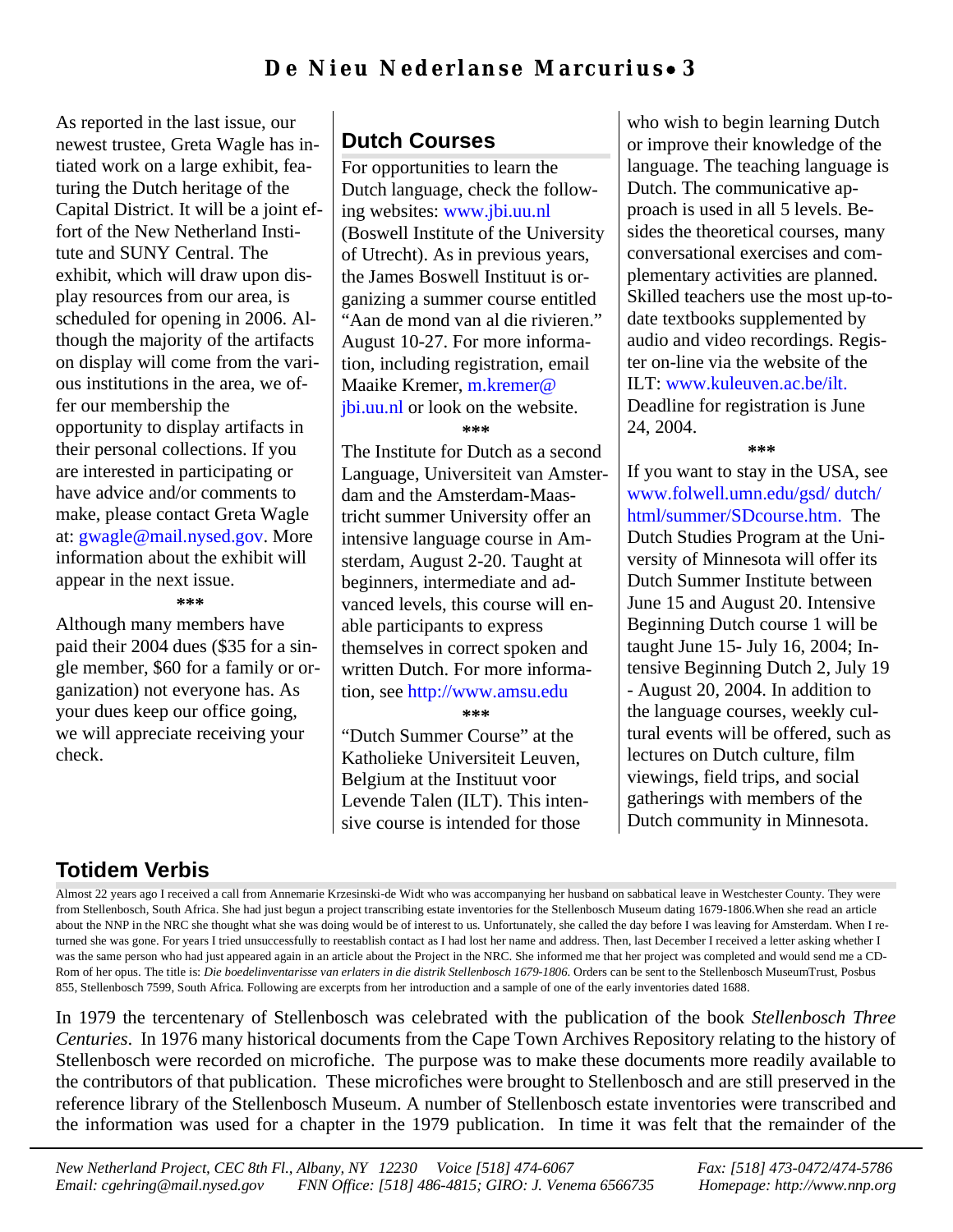As reported in the last issue, our newest trustee, Greta Wagle has initiated work on a large exhibit, featuring the Dutch heritage of the Capital District. It will be a joint effort of the New Netherland Institute and SUNY Central. The exhibit, which will draw upon display resources from our area, is scheduled for opening in 2006. Although the majority of the artifacts on display will come from the various institutions in the area, we offer our membership the opportunity to display artifacts in their personal collections. If you are interested in participating or have advice and/or comments to make, please contact Greta Wagle at: gwagle@mail.nysed.gov. More information about the exhibit will appear in the next issue.

***

Although many members have paid their 2004 dues ($35 for a single member, $60 for a family or organization) not everyone has. As your dues keep our office going, we will appreciate receiving your check.

## Dutch Courses

For opportunities to learn the Dutch language, check the following websites: www.jbi.uu.nl (Boswell Institute of the University of Utrecht). As in previous years, the James Boswell Instituut is organizing a summer course entitled "Aan de mond van al die rivieren." August 10-27. For more information, including registration, email Maaike Kremer, m.kremer@jbi.uu.nl or look on the website.

***

The Institute for Dutch as a second Language, Universiteit van Amsterdam and the Amsterdam-Maastricht summer University offer an intensive language course in Amsterdam, August 2-20. Taught at beginners, intermediate and advanced levels, this course will enable participants to express themselves in correct spoken and written Dutch. For more information, see http://www.amsu.edu

***

"Dutch Summer Course" at the Katholieke Universiteit Leuven, Belgium at the Instituut voor Levende Talen (ILT). This intensive course is intended for those who wish to begin learning Dutch or improve their knowledge of the language. The teaching language is Dutch. The communicative approach is used in all 5 levels. Besides the theoretical courses, many conversational exercises and complementary activities are planned. Skilled teachers use the most up-to-date textbooks supplemented by audio and video recordings. Register on-line via the website of the ILT: www.kuleuven.ac.be/ilt. Deadline for registration is June 24, 2004.

***

If you want to stay in the USA, see www.folwell.umn.edu/gsd/ dutch/html/summer/SDcourse.htm. The Dutch Studies Program at the University of Minnesota will offer its Dutch Summer Institute between June 15 and August 20. Intensive Beginning Dutch course 1 will be taught June 15- July 16, 2004; Intensive Beginning Dutch 2, July 19 - August 20, 2004. In addition to the language courses, weekly cultural events will be offered, such as lectures on Dutch culture, film viewings, field trips, and social gatherings with members of the Dutch community in Minnesota.

## Totidem Verbis

Almost 22 years ago I received a call from Annemarie Krzesinski-de Widt who was accompanying her husband on sabbatical leave in Westchester County. They were from Stellenbosch, South Africa. She had just begun a project transcribing estate inventories for the Stellenbosch Museum dating 1679-1806.When she read an article about the NNP in the NRC she thought what she was doing would be of interest to us. Unfortunately, she called the day before I was leaving for Amsterdam. When I returned she was gone. For years I tried unsuccessfully to reestablish contact as I had lost her name and address. Then, last December I received a letter asking whether I was the same person who had just appeared again in an article about the Project in the NRC. She informed me that her project was completed and would send me a CD-Rom of her opus. The title is: *Die boedelinventarisse van erlaters in die distrik Stellenbosch 1679-1806.* Orders can be sent to the Stellenbosch MuseumTrust, Posbus 855, Stellenbosch 7599, South Africa. Following are excerpts from her introduction and a sample of one of the early inventories dated 1688.

In 1979 the tercentenary of Stellenbosch was celebrated with the publication of the book *Stellenbosch Three Centuries*. In 1976 many historical documents from the Cape Town Archives Repository relating to the history of Stellenbosch were recorded on microfiche. The purpose was to make these documents more readily available to the contributors of that publication. These microfiches were brought to Stellenbosch and are still preserved in the reference library of the Stellenbosch Museum. A number of Stellenbosch estate inventories were transcribed and the information was used for a chapter in the 1979 publication. In time it was felt that the remainder of the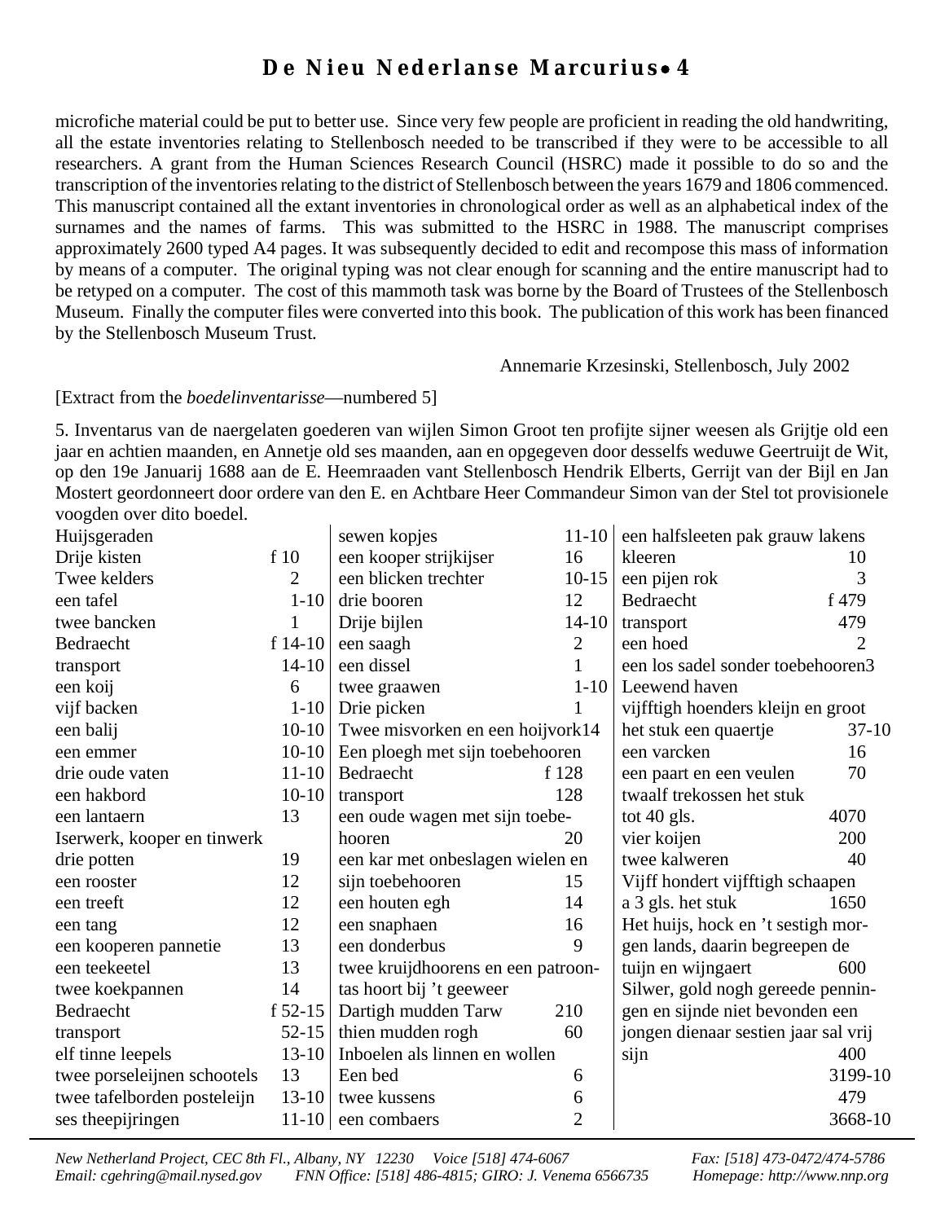microfiche material could be put to better use. Since very few people are proficient in reading the old handwriting, all the estate inventories relating to Stellenbosch needed to be transcribed if they were to be accessible to all researchers. A grant from the Human Sciences Research Council (HSRC) made it possible to do so and the transcription of the inventories relating to the district of Stellenbosch between the years 1679 and 1806 commenced. This manuscript contained all the extant inventories in chronological order as well as an alphabetical index of the surnames and the names of farms. This was submitted to the HSRC in 1988. The manuscript comprises approximately 2600 typed A4 pages. It was subsequently decided to edit and recompose this mass of information by means of a computer. The original typing was not clear enough for scanning and the entire manuscript had to be retyped on a computer. The cost of this mammoth task was borne by the Board of Trustees of the Stellenbosch Museum. Finally the computer files were converted into this book. The publication of this work has been financed by the Stellenbosch Museum Trust.

Annemarie Krzesinski, Stellenbosch, July 2002

[Extract from the *boedelinventarisse*—numbered 5]

5. Inventarus van de naergelaten goederen van wijlen Simon Groot ten profijte sijner weesen als Grijtje old een jaar en achtien maanden, en Annetje old ses maanden, aan en opgegeven door desselfs weduwe Geertruijt de Wit, op den 19e Januarij 1688 aan de E. Heemraaden vant Stellenbosch Hendrik Elberts, Gerrijt van der Bijl en Jan Mostert geordonneert door ordere van den E. en Achtbare Heer Commandeur Simon van der Stel tot provisionele voogden over dito boedel.

| | |
|---|---|
| Huijsgeraden | |
| Drije kisten | f 10 |
| Twee kelders | 2 |
| een tafel | 1-10 |
| twee bancken | 1 |
| Bedraecht | f 14-10 |
| transport | 14-10 |
| een koij | 6 |
| vijf backen | 1-10 |
| een balij | 10-10 |
| een emmer | 10-10 |
| drie oude vaten | 11-10 |
| een hakbord | 10-10 |
| een lantaern | 13 |
| Iserwerk, kooper en tinwerk | |
| drie potten | 19 |
| een rooster | 12 |
| een treeft | 12 |
| een tang | 12 |
| een kooperen pannetie | 13 |
| een teekeetel | 13 |
| twee koekpannen | 14 |
| Bedraecht | f 52-15 |
| transport | 52-15 |
| elf tinne leepels | 13-10 |
| twee porseleijnen schootels | 13 |
| twee tafelborden posteleijn | 13-10 |
| ses theepijringen | 11-10 |
| sewen kopjes | 11-10 |
| een kooper strijkijser | 16 |
| een blicken trechter | 10-15 |
| drie booren | 12 |
| Drije bijlen | 14-10 |
| een saagh | 2 |
| een dissel | 1 |
| twee graawen | 1-10 |
| Drie picken | 1 |
| Twee misvorken en een hoijvork | 14 |
| Een ploegh met sijn toebehooren | |
| Bedraecht | f 128 |
| transport | 128 |
| een oude wagen met sijn toebehooren | 20 |
| een kar met onbeslagen wielen en sijn toebehooren | 15 |
| een houten egh | 14 |
| een snaphaen | 16 |
| een donderbus | 9 |
| twee kruijdhoorens en een patroontas hoort bij 't geeweer | |
| Dartigh mudden Tarw | 210 |
| thien mudden rogh | 60 |
| Inboelen als linnen en wollen | |
| Een bed | 6 |
| twee kussens | 6 |
| een combaers | 2 |
| een halfsleeten pak grauw lakens kleeren | 10 |
| een pijen rok | 3 |
| Bedraecht | f 479 |
| transport | 479 |
| een hoed | 2 |
| een los sadel sonder toebehooren | 3 |
| Leewend haven | |
| vijfftigh hoenders kleijn en groot het stuk een quaertje | 37-10 |
| een varcken | 16 |
| een paart en een veulen | 70 |
| twaalf trekossen het stuk tot 40 gls. | 4070 |
| vier koijen | 200 |
| twee kalweren | 40 |
| Vijff hondert vijfftigh schaapen a 3 gls. het stuk | 1650 |
| Het huijs, hock en 't sestigh morgen lands, daarin begreepen de tuijn en wijngaert | 600 |
| Silwer, gold nogh gereede penningen en sijnde niet bevonden een jongen dienaar sestien jaar sal vrij sijn | 400 |
| | 3199-10 |
| | 479 |
| | 3668-10 |